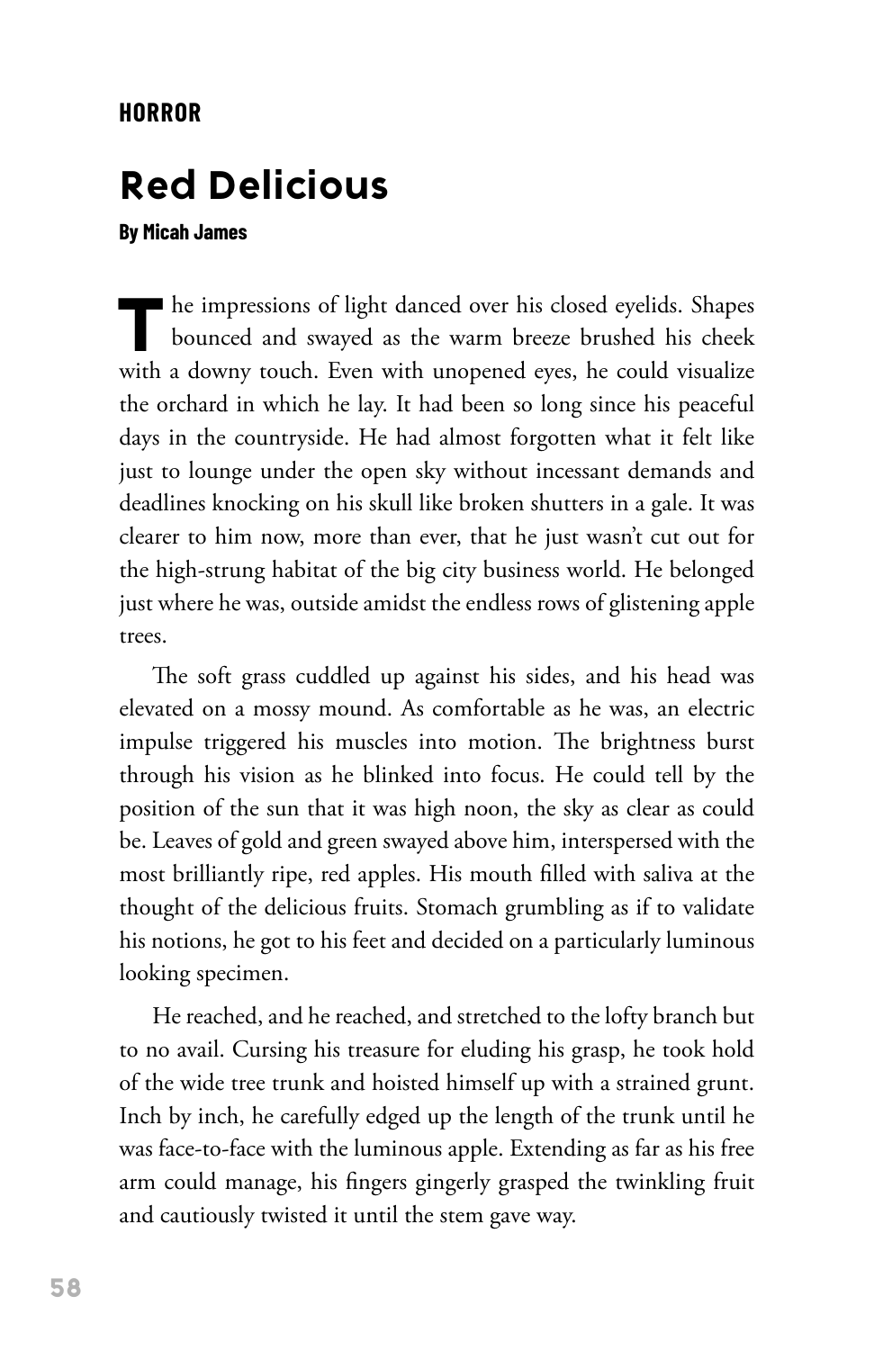**HORROR**

# Red Delicious

**By Micah James**

The impressions of light danced over his closed eyelids. Shapes bounced and swayed as the warm breeze brushed his cheek with a downy touch. Even with unopened eyes, he could visualize the orchard in which he lay. It had been so long since his peaceful days in the countryside. He had almost forgotten what it felt like just to lounge under the open sky without incessant demands and deadlines knocking on his skull like broken shutters in a gale. It was clearer to him now, more than ever, that he just wasn't cut out for the high-strung habitat of the big city business world. He belonged just where he was, outside amidst the endless rows of glistening apple trees.

The soft grass cuddled up against his sides, and his head was elevated on a mossy mound. As comfortable as he was, an electric impulse triggered his muscles into motion. The brightness burst through his vision as he blinked into focus. He could tell by the position of the sun that it was high noon, the sky as clear as could be. Leaves of gold and green swayed above him, interspersed with the most brilliantly ripe, red apples. His mouth filled with saliva at the thought of the delicious fruits. Stomach grumbling as if to validate his notions, he got to his feet and decided on a particularly luminous looking specimen.

He reached, and he reached, and stretched to the lofty branch but to no avail. Cursing his treasure for eluding his grasp, he took hold of the wide tree trunk and hoisted himself up with a strained grunt. Inch by inch, he carefully edged up the length of the trunk until he was face-to-face with the luminous apple. Extending as far as his free arm could manage, his fingers gingerly grasped the twinkling fruit and cautiously twisted it until the stem gave way.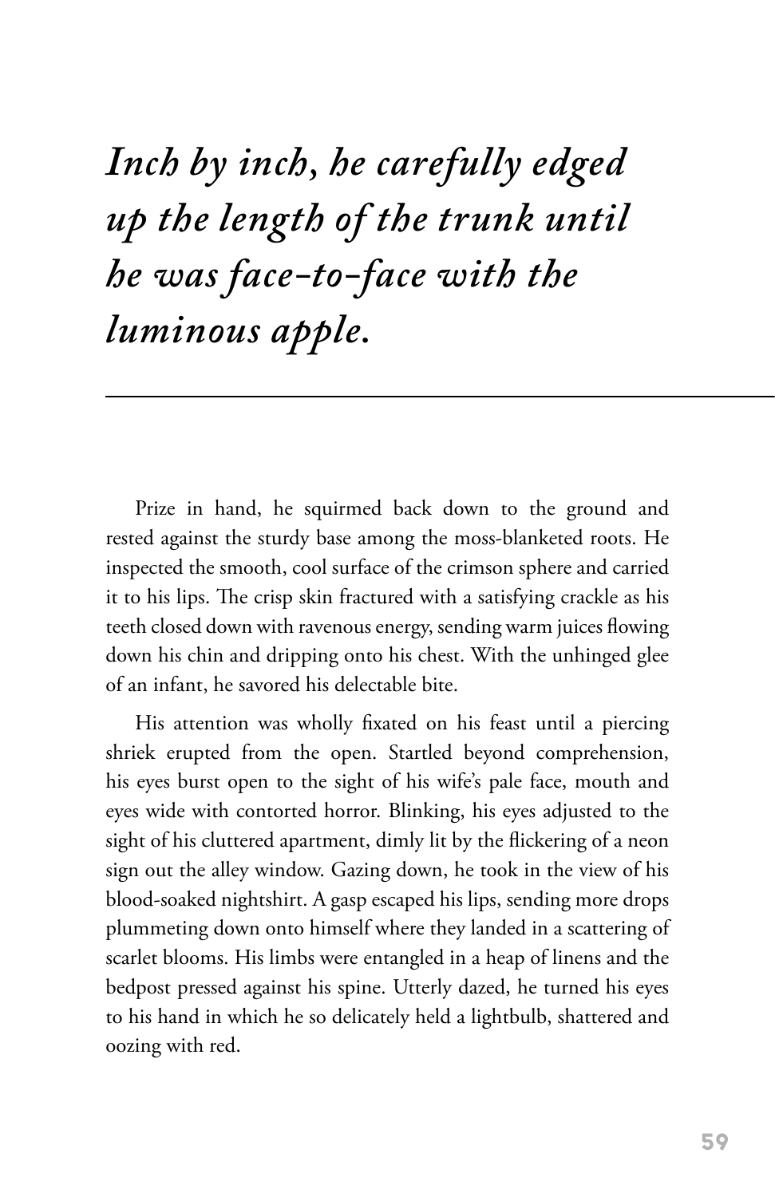*Inch by inch, he carefully edged up the length of the trunk until he was face-to-face with the luminous apple.*

---

Prize in hand, he squirmed back down to the ground and rested against the sturdy base among the moss-blanketed roots. He inspected the smooth, cool surface of the crimson sphere and carried it to his lips. The crisp skin fractured with a satisfying crackle as his teeth closed down with ravenous energy, sending warm juices flowing down his chin and dripping onto his chest. With the unhinged glee of an infant, he savored his delectable bite.

His attention was wholly fixated on his feast until a piercing shriek erupted from the open. Startled beyond comprehension, his eyes burst open to the sight of his wife's pale face, mouth and eyes wide with contorted horror. Blinking, his eyes adjusted to the sight of his cluttered apartment, dimly lit by the flickering of a neon sign out the alley window. Gazing down, he took in the view of his blood-soaked nightshirt. A gasp escaped his lips, sending more drops plummeting down onto himself where they landed in a scattering of scarlet blooms. His limbs were entangled in a heap of linens and the bedpost pressed against his spine. Utterly dazed, he turned his eyes to his hand in which he so delicately held a lightbulb, shattered and oozing with red.